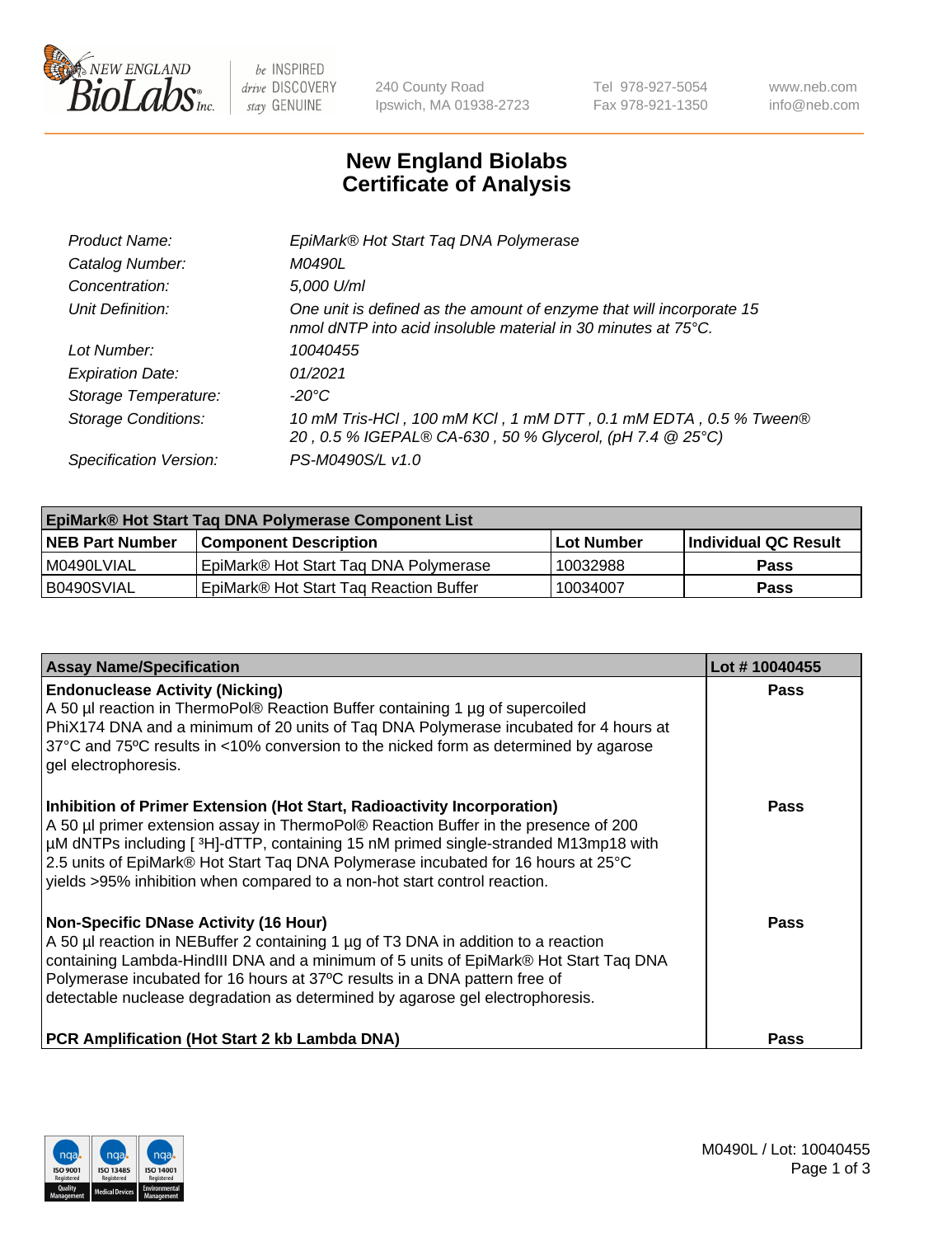New England BioLabs Inc. — be INSPIRED drive DISCOVERY stay GENUINE

240 County Road
Ipswich, MA 01938-2723

Tel 978-927-5054
Fax 978-921-1350

www.neb.com
info@neb.com

# New England Biolabs Certificate of Analysis

| | |
|---|---|
| *Product Name:* | *EpiMark® Hot Start Taq DNA Polymerase* |
| *Catalog Number:* | *M0490L* |
| *Concentration:* | *5,000 U/ml* |
| *Unit Definition:* | *One unit is defined as the amount of enzyme that will incorporate 15 nmol dNTP into acid insoluble material in 30 minutes at 75°C.* |
| *Lot Number:* | *10040455* |
| *Expiration Date:* | *01/2021* |
| *Storage Temperature:* | *-20°C* |
| *Storage Conditions:* | *10 mM Tris-HCl , 100 mM KCl , 1 mM DTT , 0.1 mM EDTA , 0.5 % Tween® 20 , 0.5 % IGEPAL® CA-630 , 50 % Glycerol, (pH 7.4 @ 25°C)* |
| *Specification Version:* | *PS-M0490S/L v1.0* |

| EpiMark® Hot Start Taq DNA Polymerase Component List | | | |
|---|---|---|---|
| **NEB Part Number** | **Component Description** | **Lot Number** | **Individual QC Result** |
| M0490LVIAL | EpiMark® Hot Start Taq DNA Polymerase | 10032988 | **Pass** |
| B0490SVIAL | EpiMark® Hot Start Taq Reaction Buffer | 10034007 | **Pass** |

| Assay Name/Specification | Lot # 10040455 |
|---|---|
| **Endonuclease Activity (Nicking)**<br>A 50 µl reaction in ThermoPol® Reaction Buffer containing 1 µg of supercoiled PhiX174 DNA and a minimum of 20 units of Taq DNA Polymerase incubated for 4 hours at 37°C and 75°C results in <10% conversion to the nicked form as determined by agarose gel electrophoresis. | **Pass** |
| **Inhibition of Primer Extension (Hot Start, Radioactivity Incorporation)**<br>A 50 µl primer extension assay in ThermoPol® Reaction Buffer in the presence of 200 µM dNTPs including [ $^3$H]-dTTP, containing 15 nM primed single-stranded M13mp18 with 2.5 units of EpiMark® Hot Start Taq DNA Polymerase incubated for 16 hours at 25°C yields >95% inhibition when compared to a non-hot start control reaction. | **Pass** |
| **Non-Specific DNase Activity (16 Hour)**<br>A 50 µl reaction in NEBuffer 2 containing 1 µg of T3 DNA in addition to a reaction containing Lambda-HindIII DNA and a minimum of 5 units of EpiMark® Hot Start Taq DNA Polymerase incubated for 16 hours at 37ºC results in a DNA pattern free of detectable nuclease degradation as determined by agarose gel electrophoresis. | **Pass** |
| **PCR Amplification (Hot Start 2 kb Lambda DNA)** | **Pass** |

M0490L / Lot: 10040455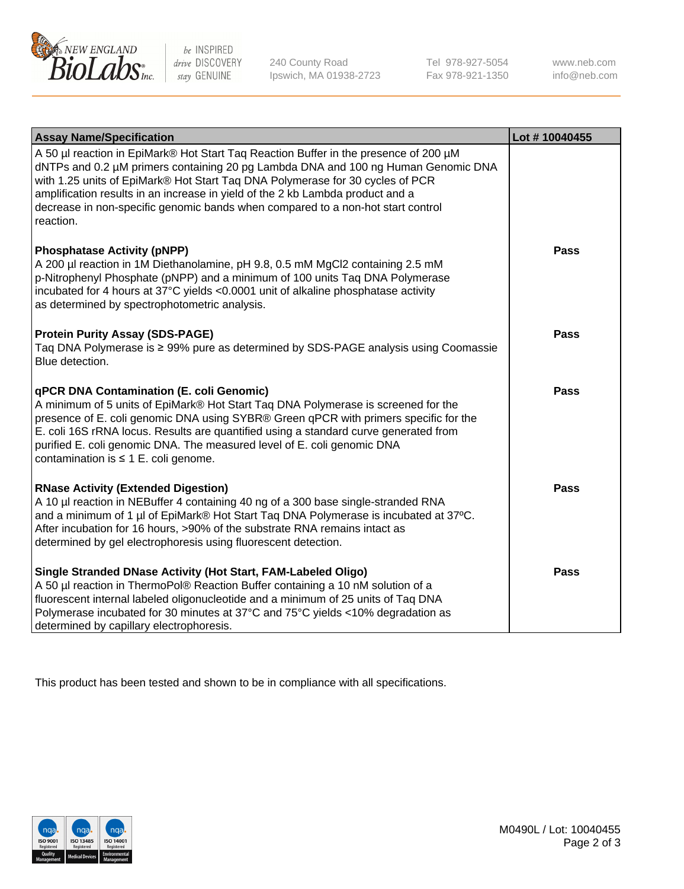| Assay Name/Specification | Lot # 10040455 |
|---|---|
| A 50 µl reaction in EpiMark® Hot Start Taq Reaction Buffer in the presence of 200 µM dNTPs and 0.2 µM primers containing 20 pg Lambda DNA and 100 ng Human Genomic DNA with 1.25 units of EpiMark® Hot Start Taq DNA Polymerase for 30 cycles of PCR amplification results in an increase in yield of the 2 kb Lambda product and a decrease in non-specific genomic bands when compared to a non-hot start control reaction. | |
| **Phosphatase Activity (pNPP)**<br>A 200 µl reaction in 1M Diethanolamine, pH 9.8, 0.5 mM $MgCl_2$ containing 2.5 mM p-Nitrophenyl Phosphate (pNPP) and a minimum of 100 units Taq DNA Polymerase incubated for 4 hours at 37°C yields <0.0001 unit of alkaline phosphatase activity as determined by spectrophotometric analysis. | **Pass** |
| **Protein Purity Assay (SDS-PAGE)**<br>Taq DNA Polymerase is ≥ 99% pure as determined by SDS-PAGE analysis using Coomassie Blue detection. | **Pass** |
| **qPCR DNA Contamination (E. coli Genomic)**<br>A minimum of 5 units of EpiMark® Hot Start Taq DNA Polymerase is screened for the presence of E. coli genomic DNA using SYBR® Green qPCR with primers specific for the E. coli 16S rRNA locus. Results are quantified using a standard curve generated from purified E. coli genomic DNA. The measured level of E. coli genomic DNA contamination is ≤ 1 E. coli genome. | **Pass** |
| **RNase Activity (Extended Digestion)**<br>A 10 µl reaction in NEBuffer 4 containing 40 ng of a 300 base single-stranded RNA and a minimum of 1 µl of EpiMark® Hot Start Taq DNA Polymerase is incubated at 37ºC. After incubation for 16 hours, >90% of the substrate RNA remains intact as determined by gel electrophoresis using fluorescent detection. | **Pass** |
| **Single Stranded DNase Activity (Hot Start, FAM-Labeled Oligo)**<br>A 50 µl reaction in ThermoPol® Reaction Buffer containing a 10 nM solution of a fluorescent internal labeled oligonucleotide and a minimum of 25 units of Taq DNA Polymerase incubated for 30 minutes at 37°C and 75°C yields <10% degradation as determined by capillary electrophoresis. | **Pass** |

This product has been tested and shown to be in compliance with all specifications.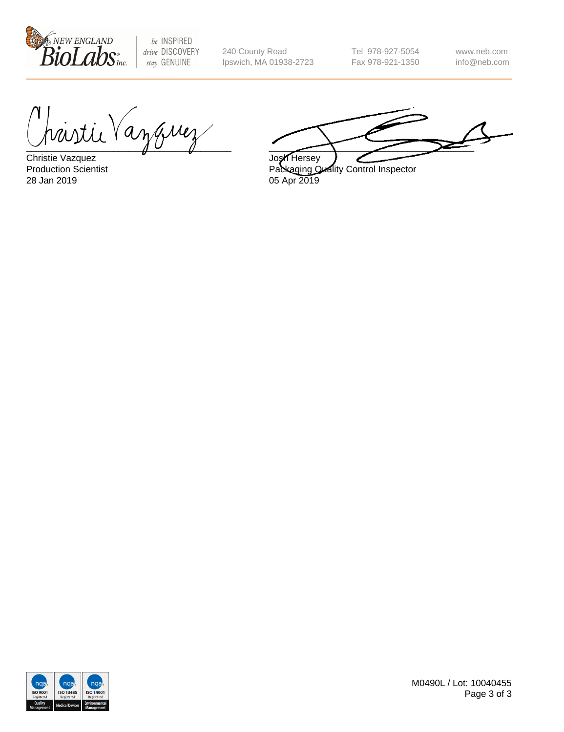Christie Vazquez
Production Scientist
28 Jan 2019

Josh Hersey
Packaging Quality Control Inspector
05 Apr 2019

M0490L / Lot: 10040455